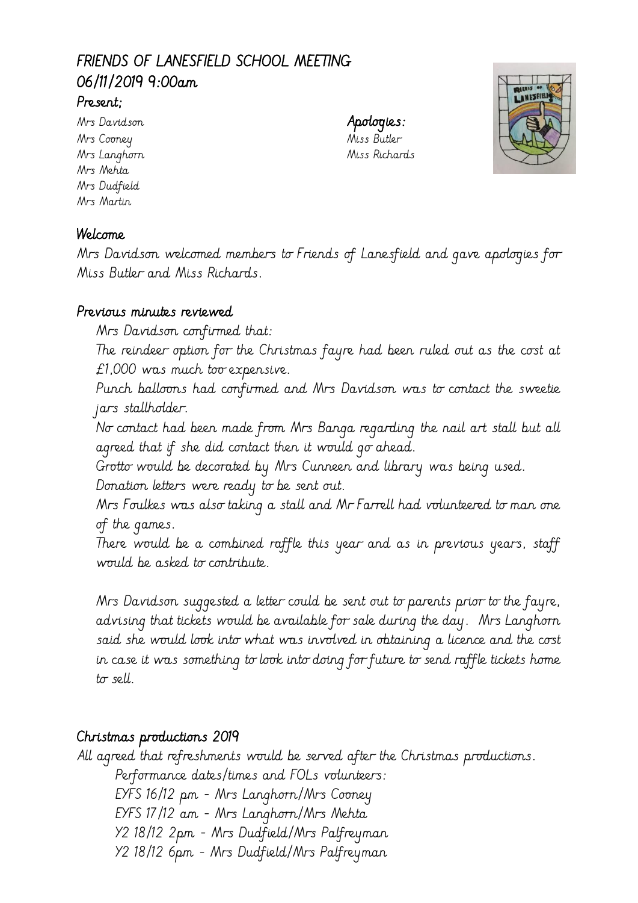# FRIENDS OF LANESFIELD SCHOOL MEETING

## 06/11/2019 9:00am

### Present;

Mrs Davidson
Mrs Cooney
Mrs Langhorn
Mrs Mehta
Mrs Dudfield
Mrs Martin

### Apologies:

Miss Butler
Miss Richards

### Welcome

Mrs Davidson welcomed members to Friends of Lanesfield and gave apologies for Miss Butler and Miss Richards.

### Previous minutes reviewed

Mrs Davidson confirmed that:

The reindeer option for the Christmas fayre had been ruled out as the cost at £1,000 was much too expensive.

Punch balloons had confirmed and Mrs Davidson was to contact the sweetie jars stallholder.

No contact had been made from Mrs Banga regarding the nail art stall but all agreed that if she did contact then it would go ahead.

Grotto would be decorated by Mrs Cunneen and library was being used.

Donation letters were ready to be sent out.

Mrs Foulkes was also taking a stall and Mr Farrell had volunteered to man one of the games.

There would be a combined raffle this year and as in previous years, staff would be asked to contribute.

Mrs Davidson suggested a letter could be sent out to parents prior to the fayre, advising that tickets would be available for sale during the day. Mrs Langhorn said she would look into what was involved in obtaining a licence and the cost in case it was something to look into doing for future to send raffle tickets home to sell.

### Christmas productions 2019

All agreed that refreshments would be served after the Christmas productions.

Performance dates/times and FOLs volunteers:

EYFS 16/12 pm - Mrs Langhorn/Mrs Cooney
EYFS 17/12 am - Mrs Langhorn/Mrs Mehta
Y2 18/12 2pm - Mrs Dudfield/Mrs Palfreyman
Y2 18/12 6pm - Mrs Dudfield/Mrs Palfreyman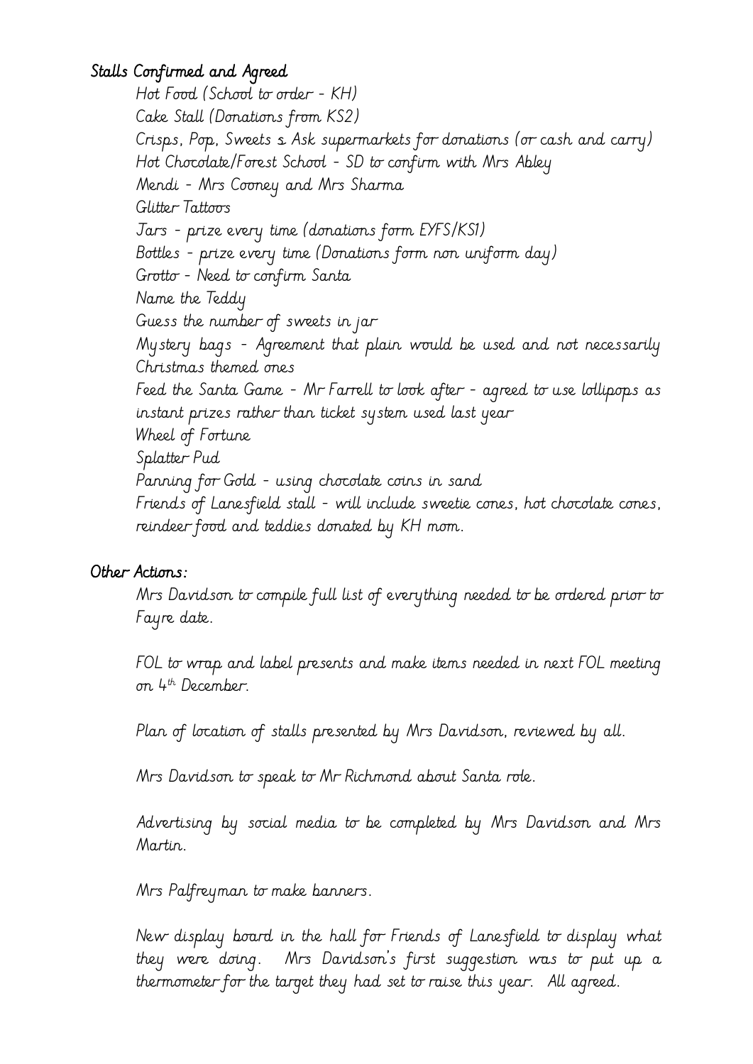## Stalls Confirmed and Agreed

Hot Food (School to order - KH)
Cake Stall (Donations from KS2)
Crisps, Pop, Sweets s Ask supermarkets for donations (or cash and carry)
Hot Chocolate/Forest School - SD to confirm with Mrs Abley
Mendi - Mrs Cooney and Mrs Sharma
Glitter Tattoos
Jars - prize every time (donations form EYFS/KS1)
Bottles - prize every time (Donations form non uniform day)
Grotto - Need to confirm Santa
Name the Teddy
Guess the number of sweets in jar
Mystery bags - Agreement that plain would be used and not necessarily Christmas themed ones
Feed the Santa Game - Mr Farrell to look after - agreed to use lollipops as instant prizes rather than ticket system used last year
Wheel of Fortune
Splatter Pud
Panning for Gold - using chocolate coins in sand
Friends of Lanesfield stall - will include sweetie cones, hot chocolate cones, reindeer food and teddies donated by KH mom.

## Other Actions:

Mrs Davidson to compile full list of everything needed to be ordered prior to Fayre date.

FOL to wrap and label presents and make items needed in next FOL meeting on 4th December.

Plan of location of stalls presented by Mrs Davidson, reviewed by all.

Mrs Davidson to speak to Mr Richmond about Santa role.

Advertising by social media to be completed by Mrs Davidson and Mrs Martin.

Mrs Palfreyman to make banners.

New display board in the hall for Friends of Lanesfield to display what they were doing. Mrs Davidson's first suggestion was to put up a thermometer for the target they had set to raise this year. All agreed.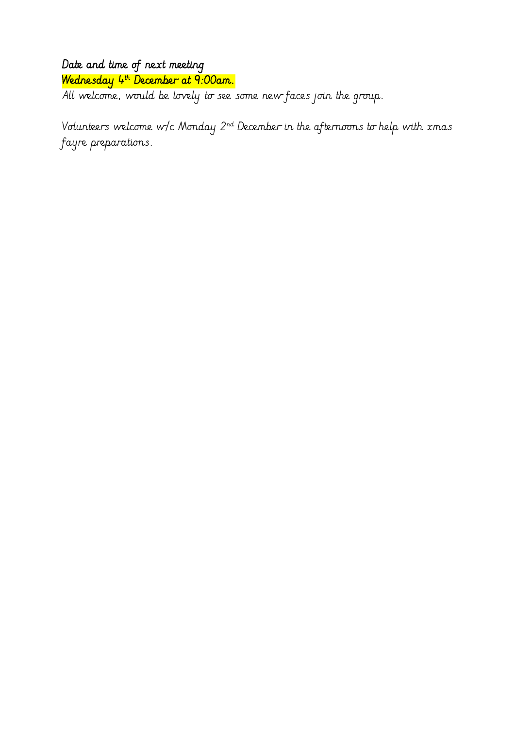**Date and time of next meeting**

**Wednesday 4th December at 9:00am.**

*All welcome, would be lovely to see some new faces join the group.*

*Volunteers welcome w/c Monday 2nd December in the afternoons to help with xmas fayre preparations.*